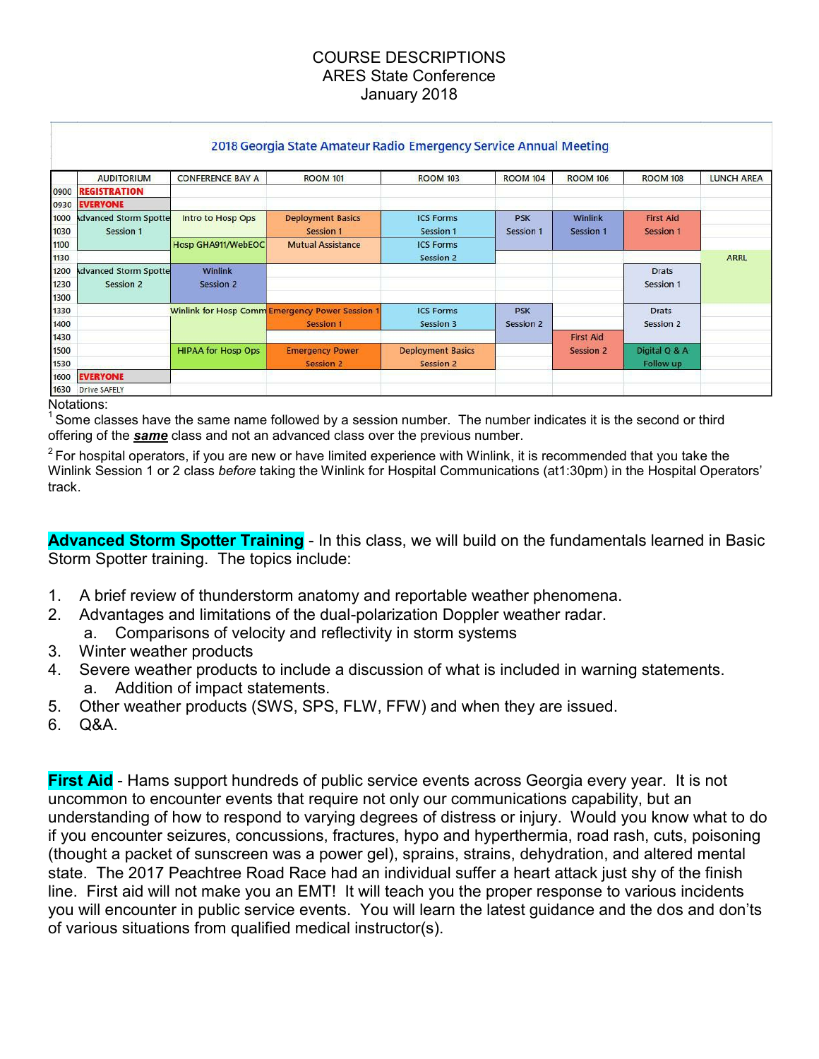COURSE DESCRIPTIONS
ARES State Conference
January 2018

**2018 Georgia State Amateur Radio Emergency Service Annual Meeting**

| | AUDITORIUM | CONFERENCE BAY A | ROOM 101 | ROOM 103 | ROOM 104 | ROOM 106 | ROOM 108 | LUNCH AREA |
|---|---|---|---|---|---|---|---|---|
| 0900 | REGISTRATION | | | | | | | |
| 0930 | EVERYONE | | | | | | | |
| 1000 | Advanced Storm Spotter | Intro to Hosp Ops | Deployment Basics | ICS Forms | PSK | Winlink | First Aid | |
| 1030 | Session 1 | | Session 1 | Session 1 | Session 1 | Session 1 | Session 1 | |
| 1100 | | Hosp GHA911/WebEOC | Mutual Assistance | ICS Forms | | | | |
| 1130 | | | | Session 2 | | | | ARRL |
| 1200 | Advanced Storm Spotter | Winlink | | | | | Drats | |
| 1230 | Session 2 | Session 2 | | | | | Session 1 | |
| 1300 | | | | | | | | |
| 1330 | | Winlink for Hosp Comm | Emergency Power Session 1 | ICS Forms | PSK | | Drats | |
| 1400 | | | Session 1 | Session 3 | Session 2 | | Session 2 | |
| 1430 | | | | | | First Aid | | |
| 1500 | | HIPAA for Hosp Ops | Emergency Power | Deployment Basics | | Session 2 | Digital Q & A | |
| 1530 | | | Session 2 | Session 2 | | | Follow up | |
| 1600 | EVERYONE | | | | | | | |
| 1630 | Drive SAFELY | | | | | | | |

Notations:

[1] Some classes have the same name followed by a session number. The number indicates it is the second or third offering of the ***same*** class and not an advanced class over the previous number.

[2] For hospital operators, if you are new or have limited experience with Winlink, it is recommended that you take the Winlink Session 1 or 2 class *before* taking the Winlink for Hospital Communications (at1:30pm) in the Hospital Operators' track.

**Advanced Storm Spotter Training** - In this class, we will build on the fundamentals learned in Basic Storm Spotter training. The topics include:

1. A brief review of thunderstorm anatomy and reportable weather phenomena.
2. Advantages and limitations of the dual-polarization Doppler weather radar.
   a. Comparisons of velocity and reflectivity in storm systems
3. Winter weather products
4. Severe weather products to include a discussion of what is included in warning statements.
   a. Addition of impact statements.
5. Other weather products (SWS, SPS, FLW, FFW) and when they are issued.
6. Q&A.

**First Aid** - Hams support hundreds of public service events across Georgia every year. It is not uncommon to encounter events that require not only our communications capability, but an understanding of how to respond to varying degrees of distress or injury. Would you know what to do if you encounter seizures, concussions, fractures, hypo and hyperthermia, road rash, cuts, poisoning (thought a packet of sunscreen was a power gel), sprains, strains, dehydration, and altered mental state. The 2017 Peachtree Road Race had an individual suffer a heart attack just shy of the finish line. First aid will not make you an EMT! It will teach you the proper response to various incidents you will encounter in public service events. You will learn the latest guidance and the dos and don'ts of various situations from qualified medical instructor(s).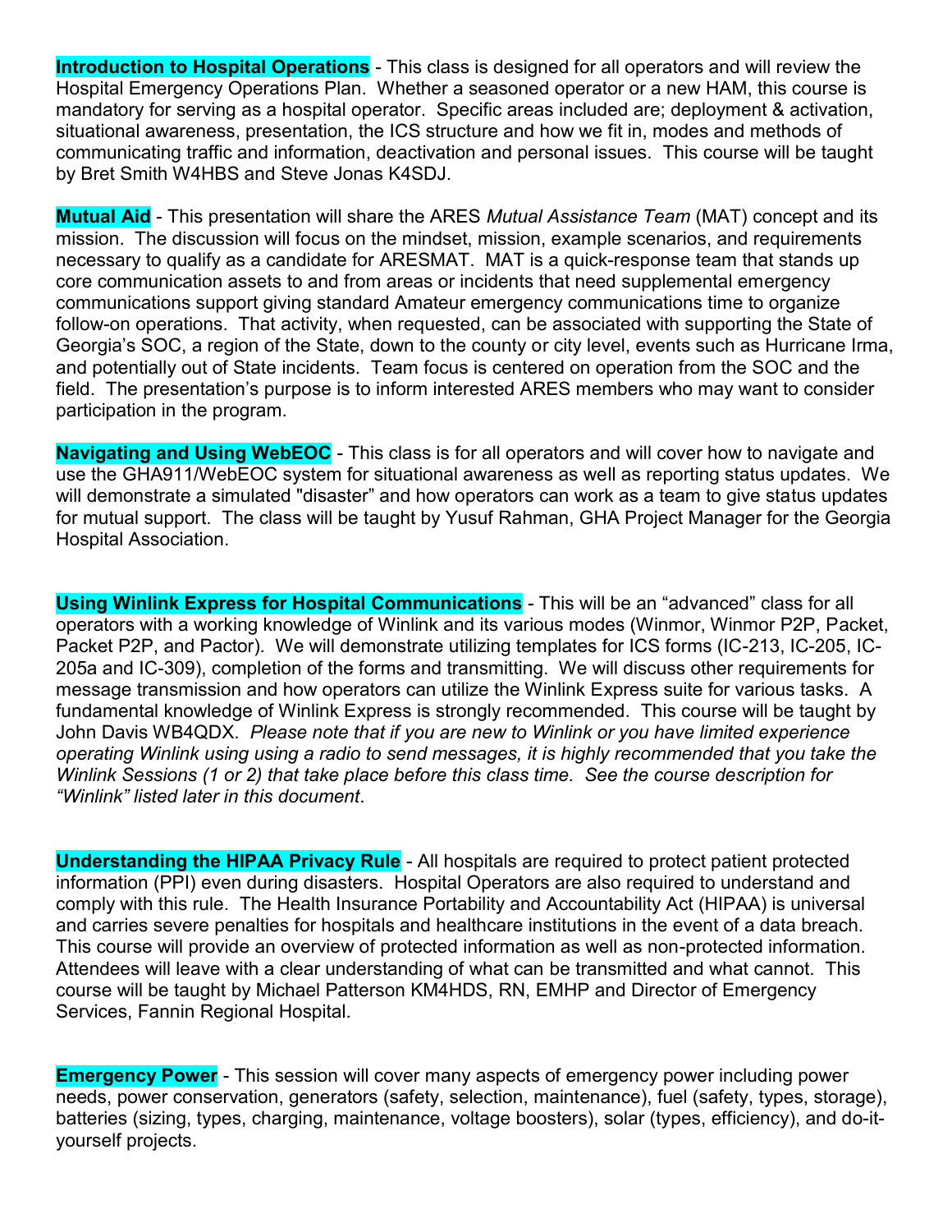**Introduction to Hospital Operations** - This class is designed for all operators and will review the Hospital Emergency Operations Plan. Whether a seasoned operator or a new HAM, this course is mandatory for serving as a hospital operator. Specific areas included are; deployment & activation, situational awareness, presentation, the ICS structure and how we fit in, modes and methods of communicating traffic and information, deactivation and personal issues. This course will be taught by Bret Smith W4HBS and Steve Jonas K4SDJ.

**Mutual Aid** - This presentation will share the ARES *Mutual Assistance Team* (MAT) concept and its mission. The discussion will focus on the mindset, mission, example scenarios, and requirements necessary to qualify as a candidate for ARESMAT. MAT is a quick-response team that stands up core communication assets to and from areas or incidents that need supplemental emergency communications support giving standard Amateur emergency communications time to organize follow-on operations. That activity, when requested, can be associated with supporting the State of Georgia's SOC, a region of the State, down to the county or city level, events such as Hurricane Irma, and potentially out of State incidents. Team focus is centered on operation from the SOC and the field. The presentation's purpose is to inform interested ARES members who may want to consider participation in the program.

**Navigating and Using WebEOC** - This class is for all operators and will cover how to navigate and use the GHA911/WebEOC system for situational awareness as well as reporting status updates. We will demonstrate a simulated "disaster" and how operators can work as a team to give status updates for mutual support. The class will be taught by Yusuf Rahman, GHA Project Manager for the Georgia Hospital Association.

**Using Winlink Express for Hospital Communications** - This will be an "advanced" class for all operators with a working knowledge of Winlink and its various modes (Winmor, Winmor P2P, Packet, Packet P2P, and Pactor). We will demonstrate utilizing templates for ICS forms (IC-213, IC-205, IC-205a and IC-309), completion of the forms and transmitting. We will discuss other requirements for message transmission and how operators can utilize the Winlink Express suite for various tasks. A fundamental knowledge of Winlink Express is strongly recommended. This course will be taught by John Davis WB4QDX. *Please note that if you are new to Winlink or you have limited experience operating Winlink using using a radio to send messages, it is highly recommended that you take the Winlink Sessions (1 or 2) that take place before this class time. See the course description for "Winlink" listed later in this document*.

**Understanding the HIPAA Privacy Rule** - All hospitals are required to protect patient protected information (PPI) even during disasters. Hospital Operators are also required to understand and comply with this rule. The Health Insurance Portability and Accountability Act (HIPAA) is universal and carries severe penalties for hospitals and healthcare institutions in the event of a data breach. This course will provide an overview of protected information as well as non-protected information. Attendees will leave with a clear understanding of what can be transmitted and what cannot. This course will be taught by Michael Patterson KM4HDS, RN, EMHP and Director of Emergency Services, Fannin Regional Hospital.

**Emergency Power** - This session will cover many aspects of emergency power including power needs, power conservation, generators (safety, selection, maintenance), fuel (safety, types, storage), batteries (sizing, types, charging, maintenance, voltage boosters), solar (types, efficiency), and do-it-yourself projects.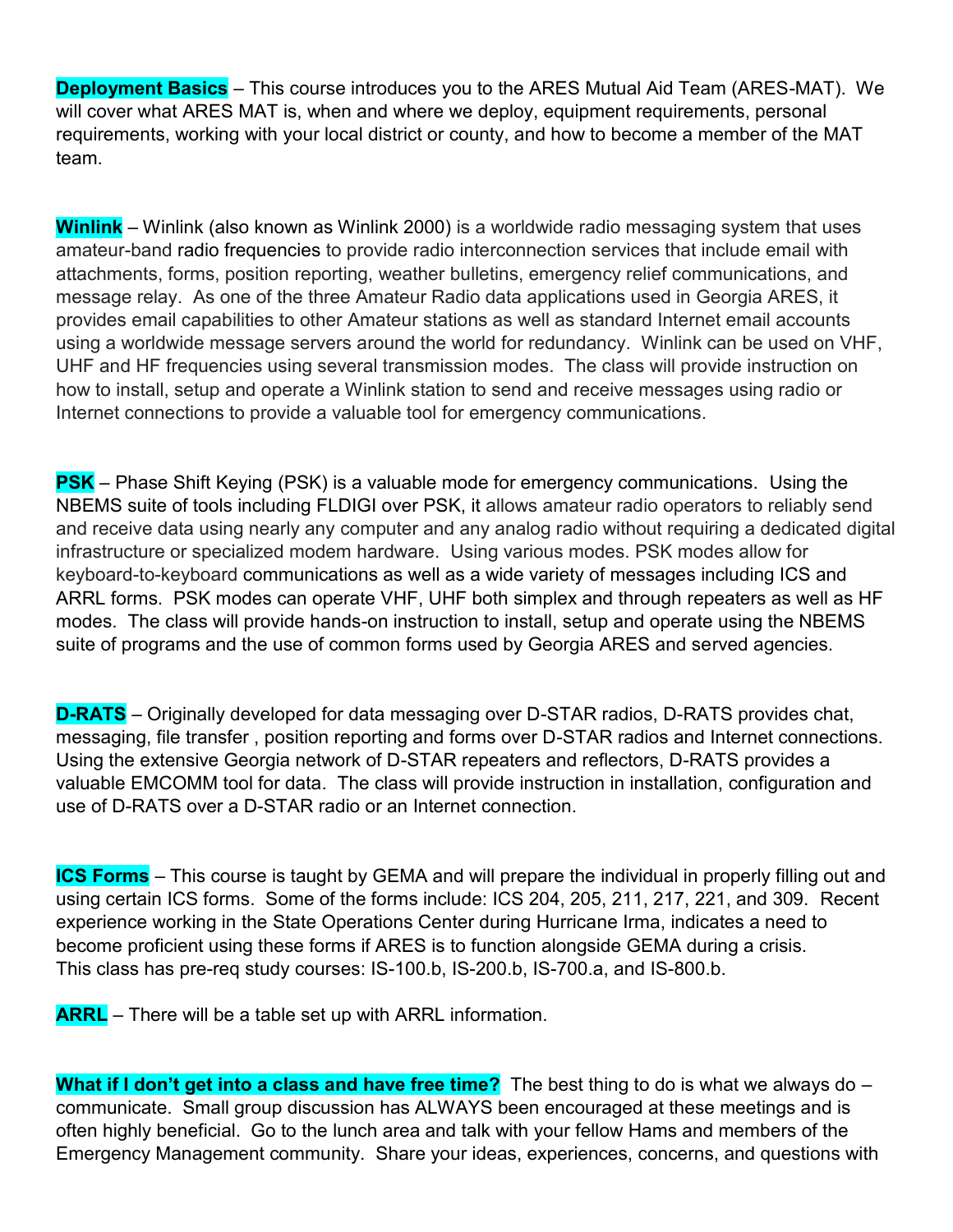**Deployment Basics** – This course introduces you to the ARES Mutual Aid Team (ARES-MAT). We will cover what ARES MAT is, when and where we deploy, equipment requirements, personal requirements, working with your local district or county, and how to become a member of the MAT team.

**Winlink** – Winlink (also known as Winlink 2000) is a worldwide radio messaging system that uses amateur-band radio frequencies to provide radio interconnection services that include email with attachments, forms, position reporting, weather bulletins, emergency relief communications, and message relay. As one of the three Amateur Radio data applications used in Georgia ARES, it provides email capabilities to other Amateur stations as well as standard Internet email accounts using a worldwide message servers around the world for redundancy. Winlink can be used on VHF, UHF and HF frequencies using several transmission modes. The class will provide instruction on how to install, setup and operate a Winlink station to send and receive messages using radio or Internet connections to provide a valuable tool for emergency communications.

**PSK** – Phase Shift Keying (PSK) is a valuable mode for emergency communications. Using the NBEMS suite of tools including FLDIGI over PSK, it allows amateur radio operators to reliably send and receive data using nearly any computer and any analog radio without requiring a dedicated digital infrastructure or specialized modem hardware. Using various modes. PSK modes allow for keyboard-to-keyboard communications as well as a wide variety of messages including ICS and ARRL forms. PSK modes can operate VHF, UHF both simplex and through repeaters as well as HF modes. The class will provide hands-on instruction to install, setup and operate using the NBEMS suite of programs and the use of common forms used by Georgia ARES and served agencies.

**D-RATS** – Originally developed for data messaging over D-STAR radios, D-RATS provides chat, messaging, file transfer , position reporting and forms over D-STAR radios and Internet connections. Using the extensive Georgia network of D-STAR repeaters and reflectors, D-RATS provides a valuable EMCOMM tool for data. The class will provide instruction in installation, configuration and use of D-RATS over a D-STAR radio or an Internet connection.

**ICS Forms** – This course is taught by GEMA and will prepare the individual in properly filling out and using certain ICS forms. Some of the forms include: ICS 204, 205, 211, 217, 221, and 309. Recent experience working in the State Operations Center during Hurricane Irma, indicates a need to become proficient using these forms if ARES is to function alongside GEMA during a crisis. This class has pre-req study courses: IS-100.b, IS-200.b, IS-700.a, and IS-800.b.

**ARRL** – There will be a table set up with ARRL information.

**What if I don't get into a class and have free time?** The best thing to do is what we always do – communicate. Small group discussion has ALWAYS been encouraged at these meetings and is often highly beneficial. Go to the lunch area and talk with your fellow Hams and members of the Emergency Management community. Share your ideas, experiences, concerns, and questions with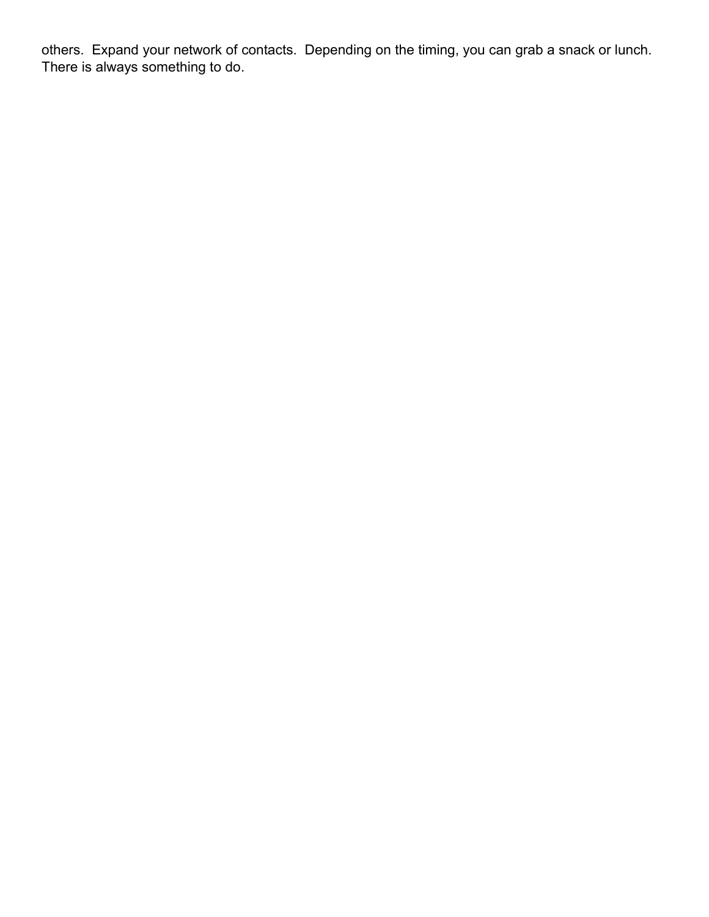others. Expand your network of contacts. Depending on the timing, you can grab a snack or lunch. There is always something to do.